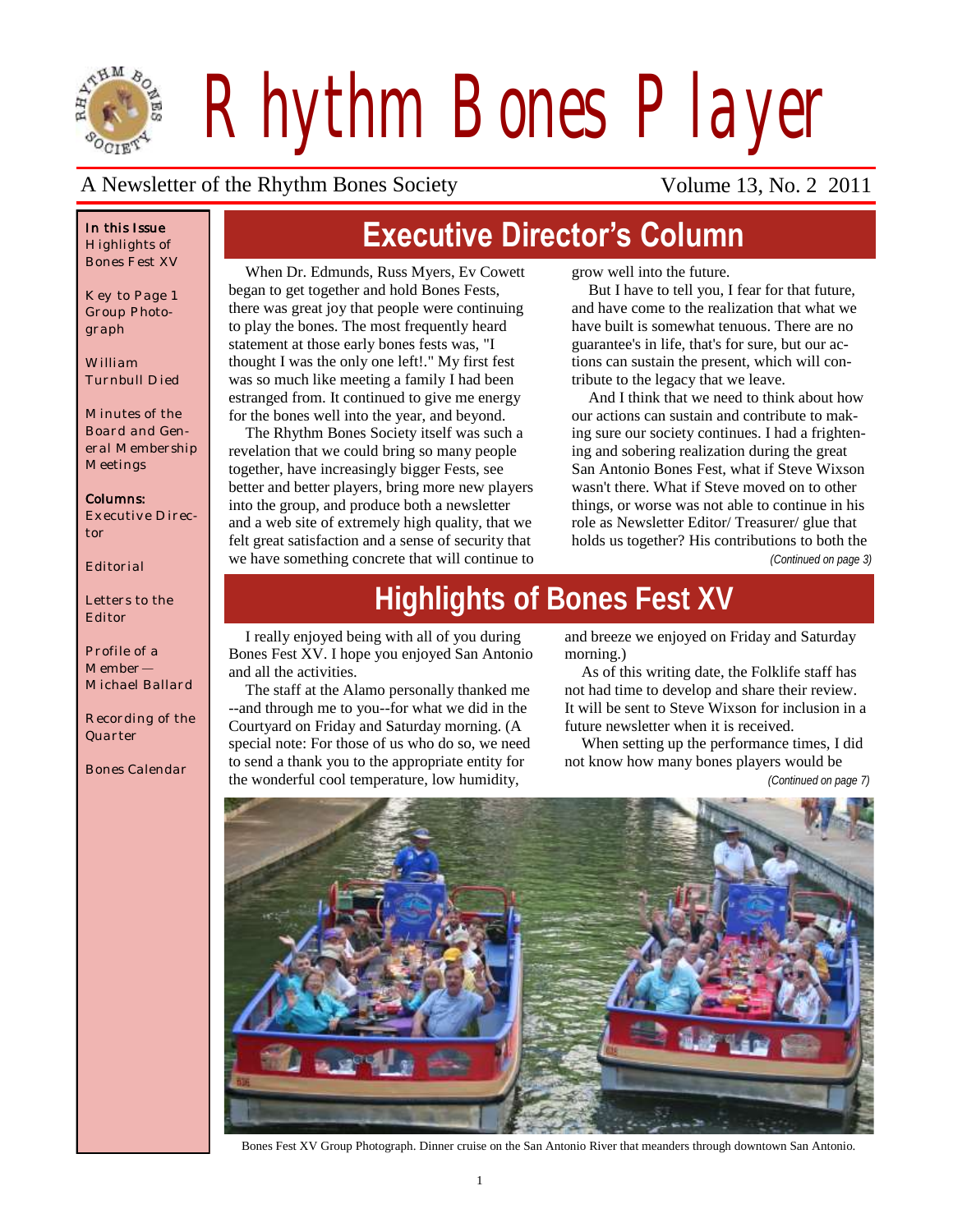# Rhythm Bones Player

A Newsletter of the Rhythm Bones Society

Volume 13, No. 2 2011

**In this Issue**

Highlights of Bones Fest XV

Key to Page 1 Group Photograph

William Turnbull Died

Minutes of the Board and General Membership Meetings

**Columns:**

Executive Director

Editorial

Letters to the Editor

Profile of a Member — Michael Ballard

Recording of the Quarter

Bones Calendar

## Executive Director's Column

When Dr. Edmunds, Russ Myers, Ev Cowett began to get together and hold Bones Fests, there was great joy that people were continuing to play the bones. The most frequently heard statement at those early bones fests was, "I thought I was the only one left!." My first fest was so much like meeting a family I had been estranged from. It continued to give me energy for the bones well into the year, and beyond.

The Rhythm Bones Society itself was such a revelation that we could bring so many people together, have increasingly bigger Fests, see better and better players, bring more new players into the group, and produce both a newsletter and a web site of extremely high quality, that we felt great satisfaction and a sense of security that we have something concrete that will continue to grow well into the future.

But I have to tell you, I fear for that future, and have come to the realization that what we have built is somewhat tenuous. There are no guarantee's in life, that's for sure, but our actions can sustain the present, which will contribute to the legacy that we leave.

And I think that we need to think about how our actions can sustain and contribute to making sure our society continues. I had a frightening and sobering realization during the great San Antonio Bones Fest, what if Steve Wixson wasn't there. What if Steve moved on to other things, or worse was not able to continue in his role as Newsletter Editor/ Treasurer/ glue that holds us together? His contributions to both the

*(Continued on page 3)*

## Highlights of Bones Fest XV

I really enjoyed being with all of you during Bones Fest XV. I hope you enjoyed San Antonio and all the activities.

The staff at the Alamo personally thanked me --and through me to you--for what we did in the Courtyard on Friday and Saturday morning. (A special note: For those of us who do so, we need to send a thank you to the appropriate entity for the wonderful cool temperature, low humidity, and breeze we enjoyed on Friday and Saturday morning.)

As of this writing date, the Folklife staff has not had time to develop and share their review. It will be sent to Steve Wixson for inclusion in a future newsletter when it is received.

When setting up the performance times, I did not know how many bones players would be

*(Continued on page 7)*

Bones Fest XV Group Photograph. Dinner cruise on the San Antonio River that meanders through downtown San Antonio.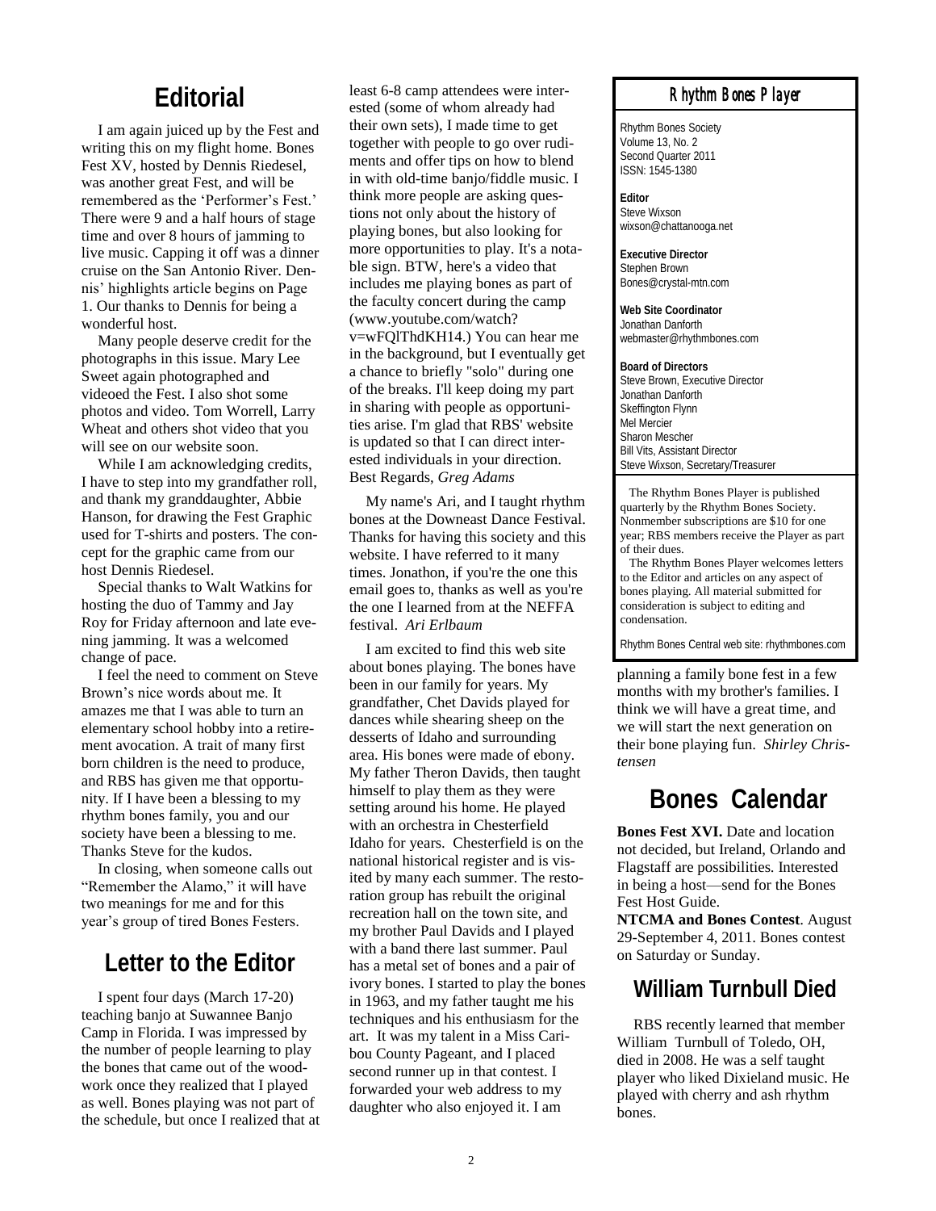## Editorial

I am again juiced up by the Fest and writing this on my flight home. Bones Fest XV, hosted by Dennis Riedesel, was another great Fest, and will be remembered as the 'Performer's Fest.' There were 9 and a half hours of stage time and over 8 hours of jamming to live music. Capping it off was a dinner cruise on the San Antonio River. Dennis' highlights article begins on Page 1. Our thanks to Dennis for being a wonderful host.

Many people deserve credit for the photographs in this issue. Mary Lee Sweet again photographed and videoed the Fest. I also shot some photos and video. Tom Worrell, Larry Wheat and others shot video that you will see on our website soon.

While I am acknowledging credits, I have to step into my grandfather roll, and thank my granddaughter, Abbie Hanson, for drawing the Fest Graphic used for T-shirts and posters. The concept for the graphic came from our host Dennis Riedesel.

Special thanks to Walt Watkins for hosting the duo of Tammy and Jay Roy for Friday afternoon and late evening jamming. It was a welcomed change of pace.

I feel the need to comment on Steve Brown's nice words about me. It amazes me that I was able to turn an elementary school hobby into a retirement avocation. A trait of many first born children is the need to produce, and RBS has given me that opportunity. If I have been a blessing to my rhythm bones family, you and our society have been a blessing to me. Thanks Steve for the kudos.

In closing, when someone calls out "Remember the Alamo," it will have two meanings for me and for this year's group of tired Bones Festers.

## Letter to the Editor

I spent four days (March 17-20) teaching banjo at Suwannee Banjo Camp in Florida. I was impressed by the number of people learning to play the bones that came out of the woodwork once they realized that I played as well. Bones playing was not part of the schedule, but once I realized that at least 6-8 camp attendees were interested (some of whom already had their own sets), I made time to get together with people to go over rudiments and offer tips on how to blend in with old-time banjo/fiddle music. I think more people are asking questions not only about the history of playing bones, but also looking for more opportunities to play. It's a notable sign. BTW, here's a video that includes me playing bones as part of the faculty concert during the camp (www.youtube.com/watch?v=wFQlThdKH14.) You can hear me in the background, but I eventually get a chance to briefly "solo" during one of the breaks. I'll keep doing my part in sharing with people as opportunities arise. I'm glad that RBS' website is updated so that I can direct interested individuals in your direction. Best Regards, *Greg Adams*

My name's Ari, and I taught rhythm bones at the Downeast Dance Festival. Thanks for having this society and this website. I have referred to it many times. Jonathon, if you're the one this email goes to, thanks as well as you're the one I learned from at the NEFFA festival. *Ari Erlbaum*

I am excited to find this web site about bones playing. The bones have been in our family for years. My grandfather, Chet Davids played for dances while shearing sheep on the desserts of Idaho and surrounding area. His bones were made of ebony. My father Theron Davids, then taught himself to play them as they were setting around his home. He played with an orchestra in Chesterfield Idaho for years. Chesterfield is on the national historical register and is visited by many each summer. The restoration group has rebuilt the original recreation hall on the town site, and my brother Paul Davids and I played with a band there last summer. Paul has a metal set of bones and a pair of ivory bones. I started to play the bones in 1963, and my father taught me his techniques and his enthusiasm for the art. It was my talent in a Miss Caribou County Pageant, and I placed second runner up in that contest. I forwarded your web address to my daughter who also enjoyed it. I am planning a family bone fest in a few months with my brother's families. I think we will have a great time, and we will start the next generation on their bone playing fun. *Shirley Christensen*

### Rhythm Bones Player

Rhythm Bones Society
Volume 13, No. 2
Second Quarter 2011
ISSN: 1545-1380

**Editor**
Steve Wixson
wixson@chattanooga.net

**Executive Director**
Stephen Brown
Bones@crystal-mtn.com

**Web Site Coordinator**
Jonathan Danforth
webmaster@rhythmbones.com

**Board of Directors**
Steve Brown, Executive Director
Jonathan Danforth
Skeffington Flynn
Mel Mercier
Sharon Mescher
Bill Vits, Assistant Director
Steve Wixson, Secretary/Treasurer

The Rhythm Bones Player is published quarterly by the Rhythm Bones Society. Nonmember subscriptions are $10 for one year; RBS members receive the Player as part of their dues.

The Rhythm Bones Player welcomes letters to the Editor and articles on any aspect of bones playing. All material submitted for consideration is subject to editing and condensation.

Rhythm Bones Central web site: rhythmbones.com

## Bones Calendar

**Bones Fest XVI.** Date and location not decided, but Ireland, Orlando and Flagstaff are possibilities. Interested in being a host—send for the Bones Fest Host Guide.

**NTCMA and Bones Contest**. August 29-September 4, 2011. Bones contest on Saturday or Sunday.

## William Turnbull Died

RBS recently learned that member William Turnbull of Toledo, OH, died in 2008. He was a self taught player who liked Dixieland music. He played with cherry and ash rhythm bones.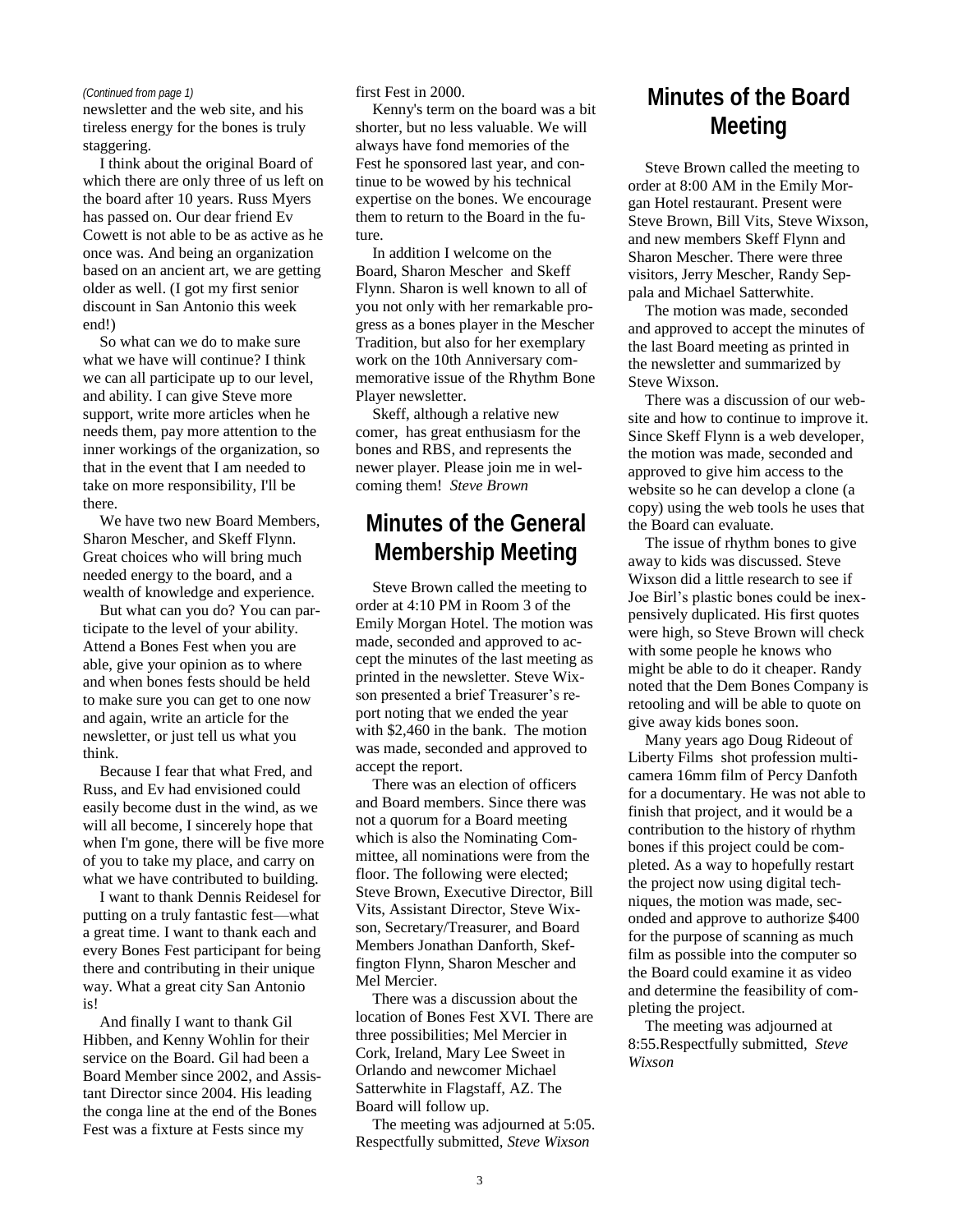*(Continued from page 1)*

newsletter and the web site, and his tireless energy for the bones is truly staggering.

I think about the original Board of which there are only three of us left on the board after 10 years. Russ Myers has passed on. Our dear friend Ev Cowett is not able to be as active as he once was. And being an organization based on an ancient art, we are getting older as well. (I got my first senior discount in San Antonio this week end!)

So what can we do to make sure what we have will continue? I think we can all participate up to our level, and ability. I can give Steve more support, write more articles when he needs them, pay more attention to the inner workings of the organization, so that in the event that I am needed to take on more responsibility, I'll be there.

We have two new Board Members, Sharon Mescher, and Skeff Flynn. Great choices who will bring much needed energy to the board, and a wealth of knowledge and experience.

But what can you do? You can participate to the level of your ability. Attend a Bones Fest when you are able, give your opinion as to where and when bones fests should be held to make sure you can get to one now and again, write an article for the newsletter, or just tell us what you think.

Because I fear that what Fred, and Russ, and Ev had envisioned could easily become dust in the wind, as we will all become, I sincerely hope that when I'm gone, there will be five more of you to take my place, and carry on what we have contributed to building.

I want to thank Dennis Reidesel for putting on a truly fantastic fest—what a great time. I want to thank each and every Bones Fest participant for being there and contributing in their unique way. What a great city San Antonio is!

And finally I want to thank Gil Hibben, and Kenny Wohlin for their service on the Board. Gil had been a Board Member since 2002, and Assistant Director since 2004. His leading the conga line at the end of the Bones Fest was a fixture at Fests since my first Fest in 2000.

Kenny's term on the board was a bit shorter, but no less valuable. We will always have fond memories of the Fest he sponsored last year, and continue to be wowed by his technical expertise on the bones. We encourage them to return to the Board in the future.

In addition I welcome on the Board, Sharon Mescher and Skeff Flynn. Sharon is well known to all of you not only with her remarkable progress as a bones player in the Mescher Tradition, but also for her exemplary work on the 10th Anniversary commemorative issue of the Rhythm Bone Player newsletter.

Skeff, although a relative new comer, has great enthusiasm for the bones and RBS, and represents the newer player. Please join me in welcoming them! *Steve Brown*

## Minutes of the General Membership Meeting

Steve Brown called the meeting to order at 4:10 PM in Room 3 of the Emily Morgan Hotel. The motion was made, seconded and approved to accept the minutes of the last meeting as printed in the newsletter. Steve Wixson presented a brief Treasurer's report noting that we ended the year with $2,460 in the bank. The motion was made, seconded and approved to accept the report.

There was an election of officers and Board members. Since there was not a quorum for a Board meeting which is also the Nominating Committee, all nominations were from the floor. The following were elected; Steve Brown, Executive Director, Bill Vits, Assistant Director, Steve Wixson, Secretary/Treasurer, and Board Members Jonathan Danforth, Skeffington Flynn, Sharon Mescher and Mel Mercier.

There was a discussion about the location of Bones Fest XVI. There are three possibilities; Mel Mercier in Cork, Ireland, Mary Lee Sweet in Orlando and newcomer Michael Satterwhite in Flagstaff, AZ. The Board will follow up.

The meeting was adjourned at 5:05. Respectfully submitted, *Steve Wixson*

## Minutes of the Board Meeting

Steve Brown called the meeting to order at 8:00 AM in the Emily Morgan Hotel restaurant. Present were Steve Brown, Bill Vits, Steve Wixson, and new members Skeff Flynn and Sharon Mescher. There were three visitors, Jerry Mescher, Randy Seppala and Michael Satterwhite.

The motion was made, seconded and approved to accept the minutes of the last Board meeting as printed in the newsletter and summarized by Steve Wixson.

There was a discussion of our website and how to continue to improve it. Since Skeff Flynn is a web developer, the motion was made, seconded and approved to give him access to the website so he can develop a clone (a copy) using the web tools he uses that the Board can evaluate.

The issue of rhythm bones to give away to kids was discussed. Steve Wixson did a little research to see if Joe Birl's plastic bones could be inexpensively duplicated. His first quotes were high, so Steve Brown will check with some people he knows who might be able to do it cheaper. Randy noted that the Dem Bones Company is retooling and will be able to quote on give away kids bones soon.

Many years ago Doug Rideout of Liberty Films shot profession multi-camera 16mm film of Percy Danfoth for a documentary. He was not able to finish that project, and it would be a contribution to the history of rhythm bones if this project could be completed. As a way to hopefully restart the project now using digital techniques, the motion was made, seconded and approve to authorize $400 for the purpose of scanning as much film as possible into the computer so the Board could examine it as video and determine the feasibility of completing the project.

The meeting was adjourned at 8:55.Respectfully submitted, *Steve Wixson*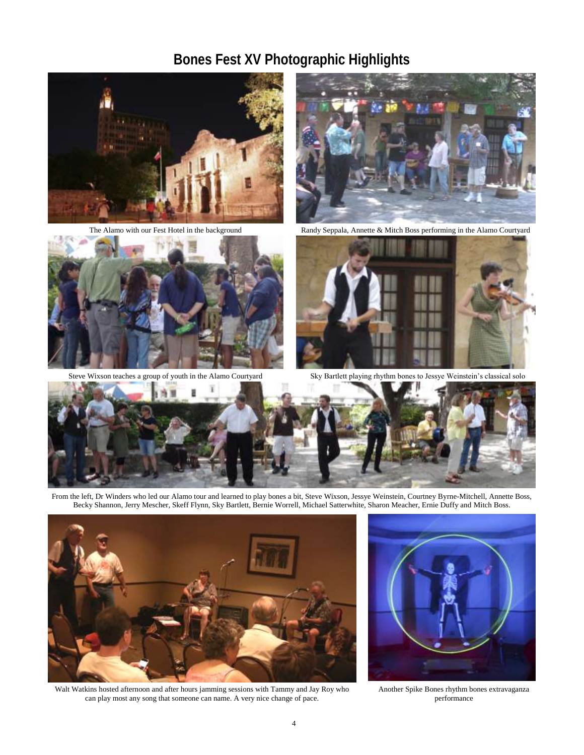# Bones Fest XV Photographic Highlights

The Alamo with our Fest Hotel in the background

Randy Seppala, Annette & Mitch Boss performing in the Alamo Courtyard

Steve Wixson teaches a group of youth in the Alamo Courtyard

Sky Bartlett playing rhythm bones to Jessye Weinstein's classical solo

From the left, Dr Winders who led our Alamo tour and learned to play bones a bit, Steve Wixson, Jessye Weinstein, Courtney Byrne-Mitchell, Annette Boss, Becky Shannon, Jerry Mescher, Skeff Flynn, Sky Bartlett, Bernie Worrell, Michael Satterwhite, Sharon Meacher, Ernie Duffy and Mitch Boss.

Walt Watkins hosted afternoon and after hours jamming sessions with Tammy and Jay Roy who can play most any song that someone can name. A very nice change of pace.

Another Spike Bones rhythm bones extravaganza performance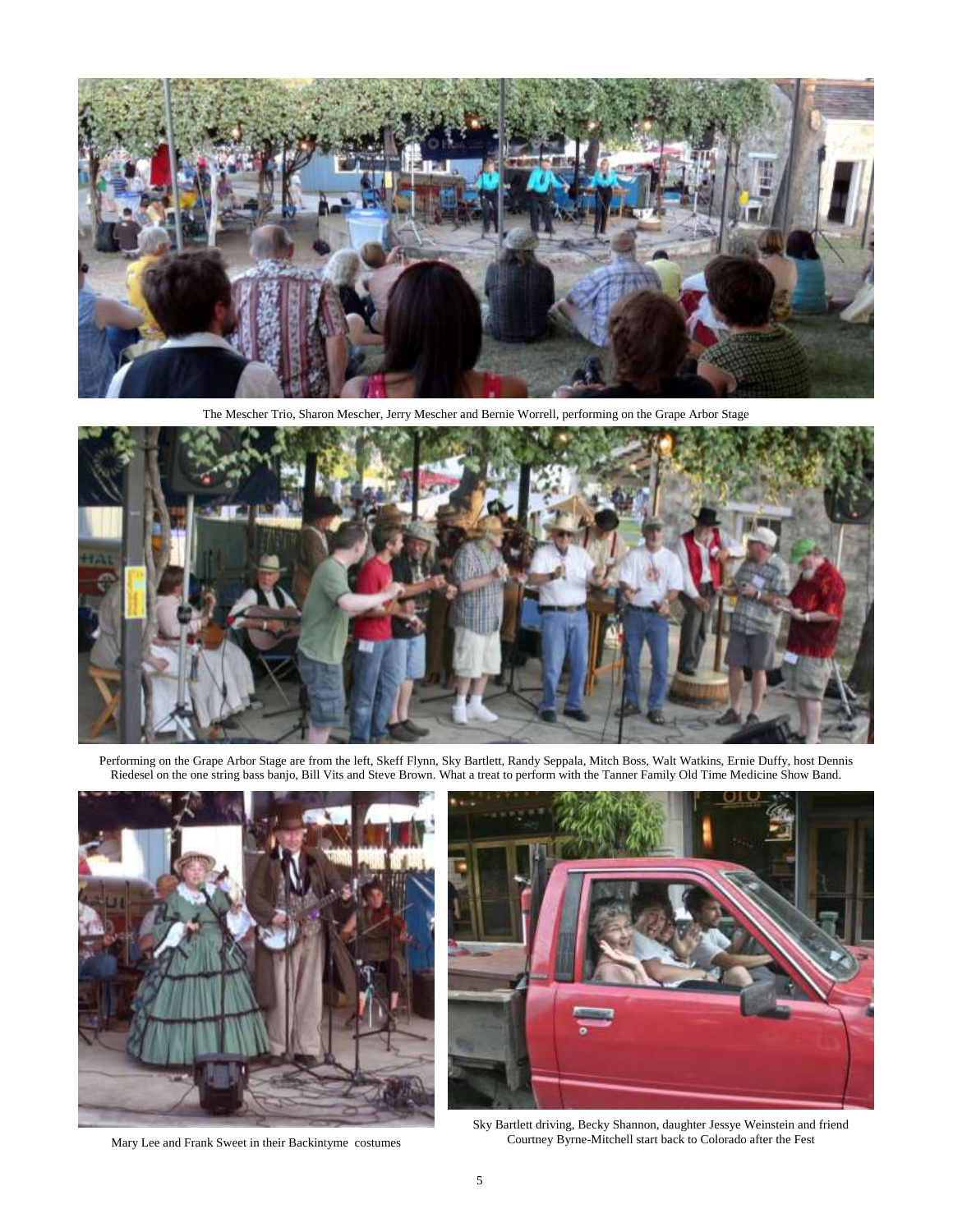The Mescher Trio, Sharon Mescher, Jerry Mescher and Bernie Worrell, performing on the Grape Arbor Stage

Performing on the Grape Arbor Stage are from the left, Skeff Flynn, Sky Bartlett, Randy Seppala, Mitch Boss, Walt Watkins, Ernie Duffy, host Dennis Riedesel on the one string bass banjo, Bill Vits and Steve Brown. What a treat to perform with the Tanner Family Old Time Medicine Show Band.

Mary Lee and Frank Sweet in their Backintyme costumes

Sky Bartlett driving, Becky Shannon, daughter Jessye Weinstein and friend Courtney Byrne-Mitchell start back to Colorado after the Fest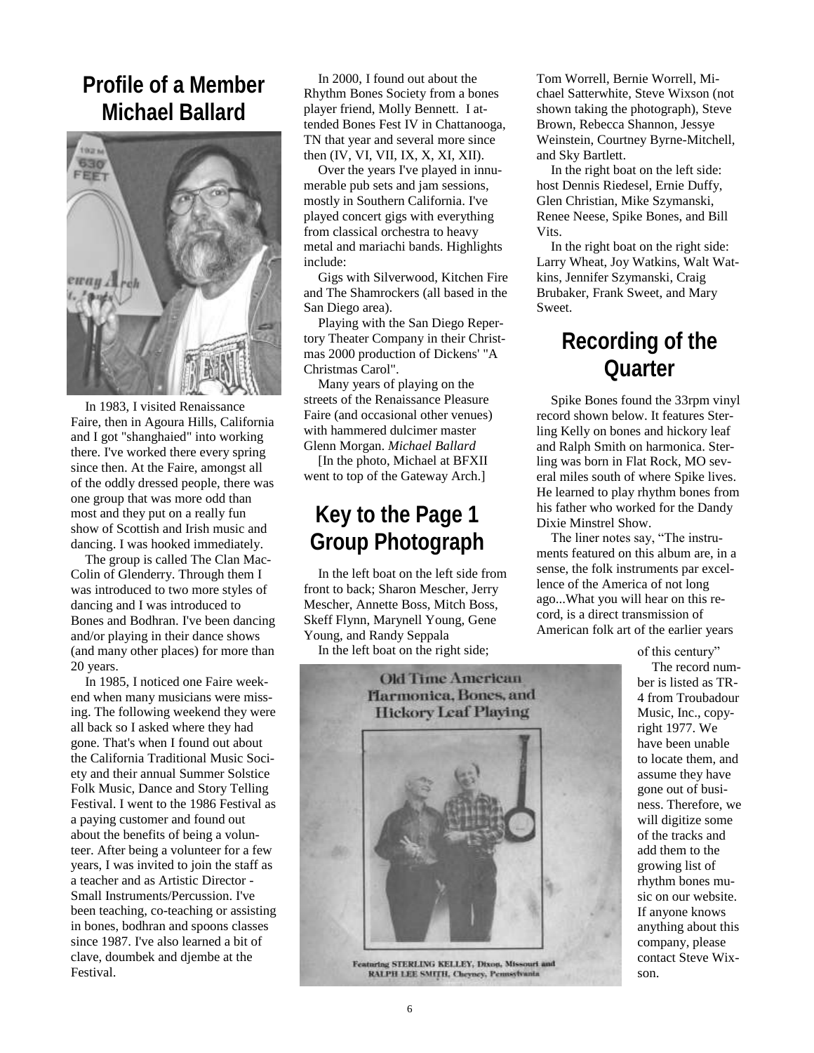## Profile of a Member Michael Ballard

In 1983, I visited Renaissance Faire, then in Agoura Hills, California and I got "shanghaied" into working there. I've worked there every spring since then. At the Faire, amongst all of the oddly dressed people, there was one group that was more odd than most and they put on a really fun show of Scottish and Irish music and dancing. I was hooked immediately.

The group is called The Clan MacColin of Glenderry. Through them I was introduced to two more styles of dancing and I was introduced to Bones and Bodhran. I've been dancing and/or playing in their dance shows (and many other places) for more than 20 years.

In 1985, I noticed one Faire weekend when many musicians were missing. The following weekend they were all back so I asked where they had gone. That's when I found out about the California Traditional Music Society and their annual Summer Solstice Folk Music, Dance and Story Telling Festival. I went to the 1986 Festival as a paying customer and found out about the benefits of being a volunteer. After being a volunteer for a few years, I was invited to join the staff as a teacher and as Artistic Director - Small Instruments/Percussion. I've been teaching, co-teaching or assisting in bones, bodhran and spoons classes since 1987. I've also learned a bit of clave, doumbek and djembe at the Festival.

In 2000, I found out about the Rhythm Bones Society from a bones player friend, Molly Bennett. I attended Bones Fest IV in Chattanooga, TN that year and several more since then (IV, VI, VII, IX, X, XI, XII).

Over the years I've played in innumerable pub sets and jam sessions, mostly in Southern California. I've played concert gigs with everything from classical orchestra to heavy metal and mariachi bands. Highlights include:

Gigs with Silverwood, Kitchen Fire and The Shamrockers (all based in the San Diego area).

Playing with the San Diego Repertory Theater Company in their Christmas 2000 production of Dickens' "A Christmas Carol".

Many years of playing on the streets of the Renaissance Pleasure Faire (and occasional other venues) with hammered dulcimer master Glenn Morgan. *Michael Ballard*

[In the photo, Michael at BFXII went to top of the Gateway Arch.]

## Key to the Page 1 Group Photograph

In the left boat on the left side from front to back; Sharon Mescher, Jerry Mescher, Annette Boss, Mitch Boss, Skeff Flynn, Marynell Young, Gene Young, and Randy Seppala

In the left boat on the right side; Tom Worrell, Bernie Worrell, Michael Satterwhite, Steve Wixson (not shown taking the photograph), Steve Brown, Rebecca Shannon, Jessye Weinstein, Courtney Byrne-Mitchell, and Sky Bartlett.

In the right boat on the left side: host Dennis Riedesel, Ernie Duffy, Glen Christian, Mike Szymanski, Renee Neese, Spike Bones, and Bill Vits.

In the right boat on the right side: Larry Wheat, Joy Watkins, Walt Watkins, Jennifer Szymanski, Craig Brubaker, Frank Sweet, and Mary Sweet.

## Recording of the Quarter

Spike Bones found the 33rpm vinyl record shown below. It features Sterling Kelly on bones and hickory leaf and Ralph Smith on harmonica. Sterling was born in Flat Rock, MO several miles south of where Spike lives. He learned to play rhythm bones from his father who worked for the Dandy Dixie Minstrel Show.

The liner notes say, "The instruments featured on this album are, in a sense, the folk instruments par excellence of the America of not long ago...What you will hear on this record, is a direct transmission of American folk art of the earlier years of this century"

The record number is listed as TR-4 from Troubadour Music, Inc., copyright 1977. We have been unable to locate them, and assume they have gone out of business. Therefore, we will digitize some of the tracks and add them to the growing list of rhythm bones music on our website. If anyone knows anything about this company, please contact Steve Wixson.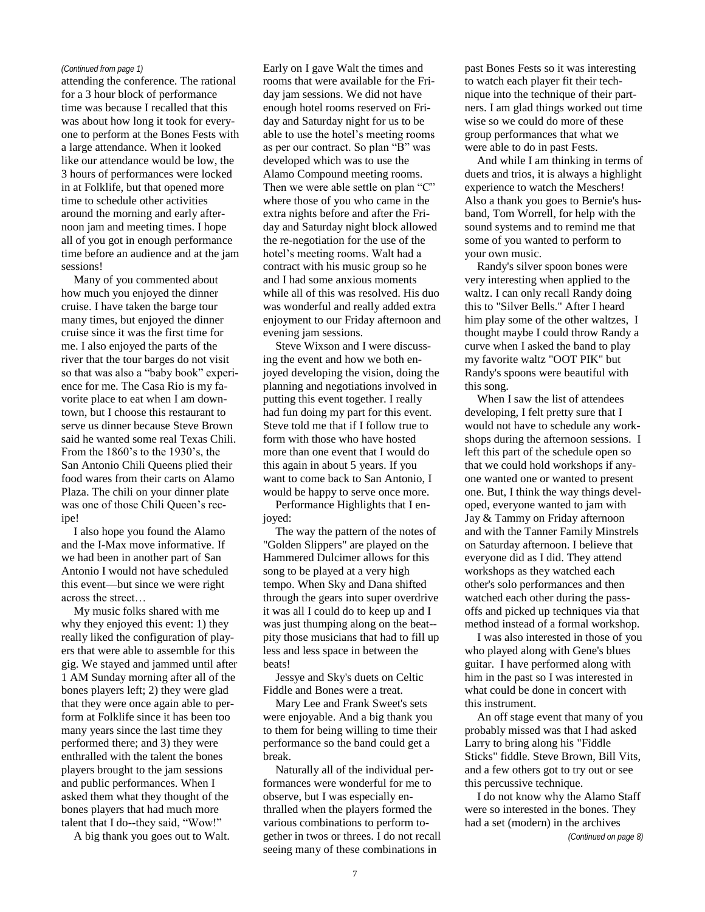*(Continued from page 1)*

attending the conference. The rational for a 3 hour block of performance time was because I recalled that this was about how long it took for everyone to perform at the Bones Fests with a large attendance. When it looked like our attendance would be low, the 3 hours of performances were locked in at Folklife, but that opened more time to schedule other activities around the morning and early afternoon jam and meeting times. I hope all of you got in enough performance time before an audience and at the jam sessions!

Many of you commented about how much you enjoyed the dinner cruise. I have taken the barge tour many times, but enjoyed the dinner cruise since it was the first time for me. I also enjoyed the parts of the river that the tour barges do not visit so that was also a "baby book" experience for me. The Casa Rio is my favorite place to eat when I am downtown, but I choose this restaurant to serve us dinner because Steve Brown said he wanted some real Texas Chili. From the 1860's to the 1930's, the San Antonio Chili Queens plied their food wares from their carts on Alamo Plaza. The chili on your dinner plate was one of those Chili Queen's recipe!

I also hope you found the Alamo and the I-Max move informative. If we had been in another part of San Antonio I would not have scheduled this event—but since we were right across the street…

My music folks shared with me why they enjoyed this event: 1) they really liked the configuration of players that were able to assemble for this gig. We stayed and jammed until after 1 AM Sunday morning after all of the bones players left; 2) they were glad that they were once again able to perform at Folklife since it has been too many years since the last time they performed there; and 3) they were enthralled with the talent the bones players brought to the jam sessions and public performances. When I asked them what they thought of the bones players that had much more talent that I do--they said, "Wow!"

A big thank you goes out to Walt. Early on I gave Walt the times and rooms that were available for the Friday jam sessions. We did not have enough hotel rooms reserved on Friday and Saturday night for us to be able to use the hotel's meeting rooms as per our contract. So plan "B" was developed which was to use the Alamo Compound meeting rooms. Then we were able settle on plan "C" where those of you who came in the extra nights before and after the Friday and Saturday night block allowed the re-negotiation for the use of the hotel's meeting rooms. Walt had a contract with his music group so he and I had some anxious moments while all of this was resolved. His duo was wonderful and really added extra enjoyment to our Friday afternoon and evening jam sessions.

Steve Wixson and I were discussing the event and how we both enjoyed developing the vision, doing the planning and negotiations involved in putting this event together. I really had fun doing my part for this event. Steve told me that if I follow true to form with those who have hosted more than one event that I would do this again in about 5 years. If you want to come back to San Antonio, I would be happy to serve once more.

Performance Highlights that I enjoyed:

The way the pattern of the notes of "Golden Slippers" are played on the Hammered Dulcimer allows for this song to be played at a very high tempo. When Sky and Dana shifted through the gears into super overdrive it was all I could do to keep up and I was just thumping along on the beat--pity those musicians that had to fill up less and less space in between the beats!

Jessye and Sky's duets on Celtic Fiddle and Bones were a treat.

Mary Lee and Frank Sweet's sets were enjoyable. And a big thank you to them for being willing to time their performance so the band could get a break.

Naturally all of the individual performances were wonderful for me to observe, but I was especially enthralled when the players formed the various combinations to perform together in twos or threes. I do not recall seeing many of these combinations in past Bones Fests so it was interesting to watch each player fit their technique into the technique of their partners. I am glad things worked out time wise so we could do more of these group performances that what we were able to do in past Fests.

And while I am thinking in terms of duets and trios, it is always a highlight experience to watch the Meschers! Also a thank you goes to Bernie's husband, Tom Worrell, for help with the sound systems and to remind me that some of you wanted to perform to your own music.

Randy's silver spoon bones were very interesting when applied to the waltz. I can only recall Randy doing this to "Silver Bells." After I heard him play some of the other waltzes, I thought maybe I could throw Randy a curve when I asked the band to play my favorite waltz "OOT PIK" but Randy's spoons were beautiful with this song.

When I saw the list of attendees developing, I felt pretty sure that I would not have to schedule any workshops during the afternoon sessions. I left this part of the schedule open so that we could hold workshops if anyone wanted one or wanted to present one. But, I think the way things developed, everyone wanted to jam with Jay & Tammy on Friday afternoon and with the Tanner Family Minstrels on Saturday afternoon. I believe that everyone did as I did. They attend workshops as they watched each other's solo performances and then watched each other during the pass-offs and picked up techniques via that method instead of a formal workshop.

I was also interested in those of you who played along with Gene's blues guitar. I have performed along with him in the past so I was interested in what could be done in concert with this instrument.

An off stage event that many of you probably missed was that I had asked Larry to bring along his "Fiddle Sticks" fiddle. Steve Brown, Bill Vits, and a few others got to try out or see this percussive technique.

I do not know why the Alamo Staff were so interested in the bones. They had a set (modern) in the archives

*(Continued on page 8)*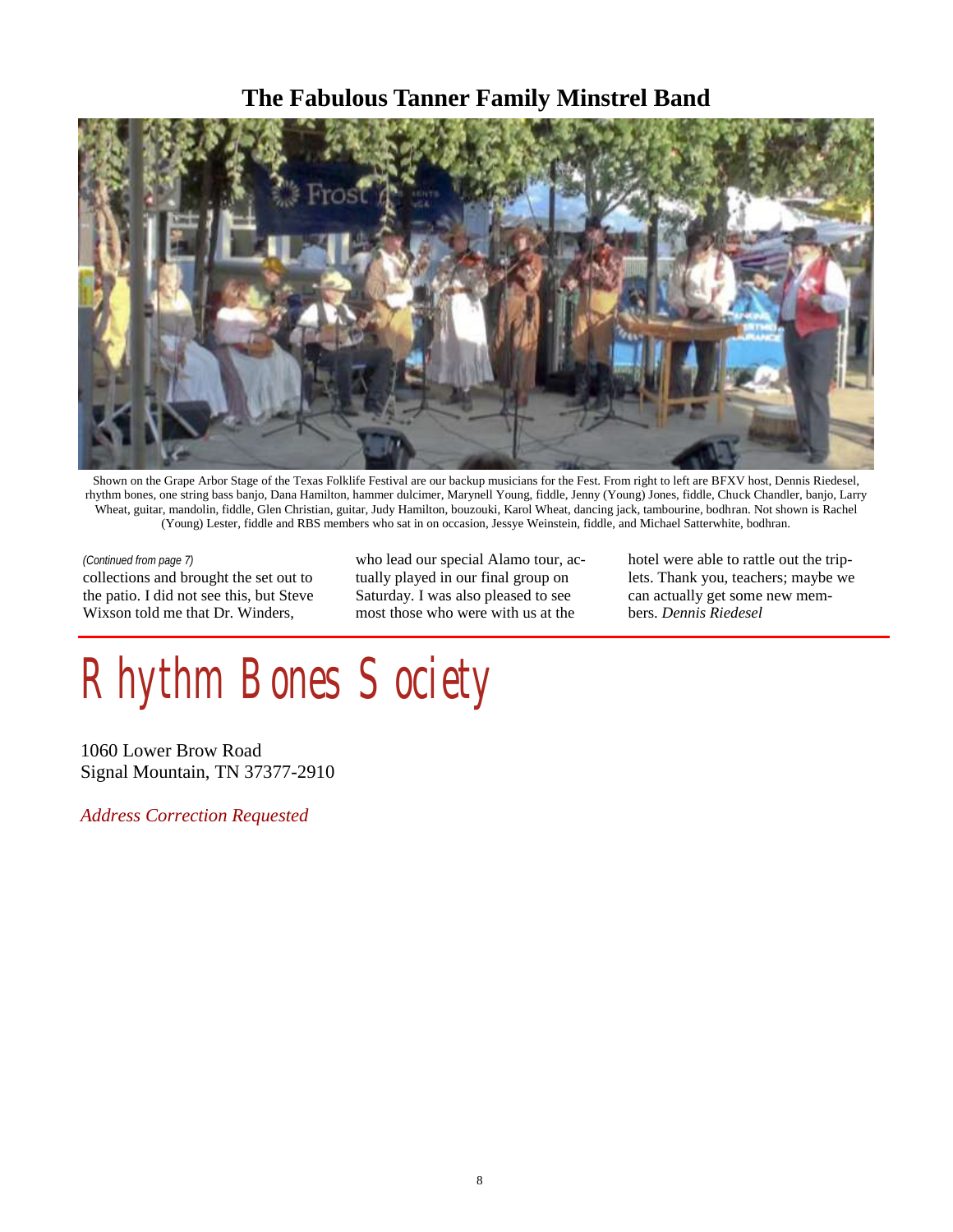## The Fabulous Tanner Family Minstrel Band

Shown on the Grape Arbor Stage of the Texas Folklife Festival are our backup musicians for the Fest. From right to left are BFXV host, Dennis Riedesel, rhythm bones, one string bass banjo, Dana Hamilton, hammer dulcimer, Marynell Young, fiddle, Jenny (Young) Jones, fiddle, Chuck Chandler, banjo, Larry Wheat, guitar, mandolin, fiddle, Glen Christian, guitar, Judy Hamilton, bouzouki, Karol Wheat, dancing jack, tambourine, bodhran. Not shown is Rachel (Young) Lester, fiddle and RBS members who sat in on occasion, Jessye Weinstein, fiddle, and Michael Satterwhite, bodhran.

*(Continued from page 7)*

collections and brought the set out to the patio. I did not see this, but Steve Wixson told me that Dr. Winders, who lead our special Alamo tour, actually played in our final group on Saturday. I was also pleased to see most those who were with us at the hotel were able to rattle out the triplets. Thank you, teachers; maybe we can actually get some new members. *Dennis Riedesel*

# Rhythm Bones Society

1060 Lower Brow Road
Signal Mountain, TN 37377-2910

*Address Correction Requested*